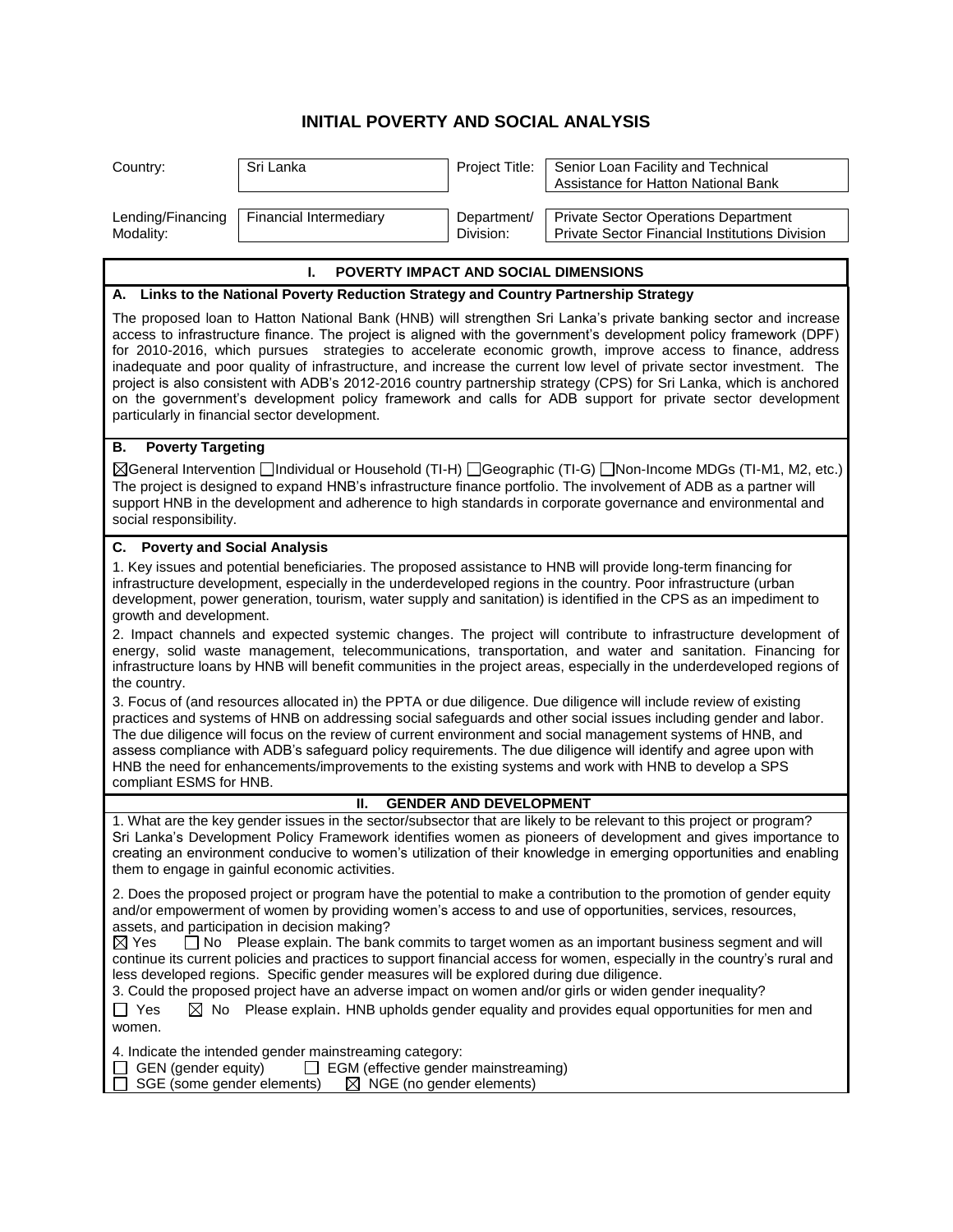# INITIAL POVERTY AND SOCIAL ANALYSIS

| Country: | Sri Lanka | Project Title: | Senior Loan Facility and Technical Assistance for Hatton National Bank |
|---|---|---|---|
| Lending/Financing Modality: | Financial Intermediary | Department/ Division: | Private Sector Operations Department Private Sector Financial Institutions Division |

## I. POVERTY IMPACT AND SOCIAL DIMENSIONS

### A. Links to the National Poverty Reduction Strategy and Country Partnership Strategy

The proposed loan to Hatton National Bank (HNB) will strengthen Sri Lanka's private banking sector and increase access to infrastructure finance. The project is aligned with the government's development policy framework (DPF) for 2010-2016, which pursues strategies to accelerate economic growth, improve access to finance, address inadequate and poor quality of infrastructure, and increase the current low level of private sector investment. The project is also consistent with ADB's 2012-2016 country partnership strategy (CPS) for Sri Lanka, which is anchored on the government's development policy framework and calls for ADB support for private sector development particularly in financial sector development.

### B. Poverty Targeting

☒General Intervention ☐Individual or Household (TI-H) ☐Geographic (TI-G) ☐Non-Income MDGs (TI-M1, M2, etc.)

The project is designed to expand HNB's infrastructure finance portfolio. The involvement of ADB as a partner will support HNB in the development and adherence to high standards in corporate governance and environmental and social responsibility.

### C. Poverty and Social Analysis

1. Key issues and potential beneficiaries. The proposed assistance to HNB will provide long-term financing for infrastructure development, especially in the underdeveloped regions in the country. Poor infrastructure (urban development, power generation, tourism, water supply and sanitation) is identified in the CPS as an impediment to growth and development.

2. Impact channels and expected systemic changes. The project will contribute to infrastructure development of energy, solid waste management, telecommunications, transportation, and water and sanitation. Financing for infrastructure loans by HNB will benefit communities in the project areas, especially in the underdeveloped regions of the country.

3. Focus of (and resources allocated in) the PPTA or due diligence. Due diligence will include review of existing practices and systems of HNB on addressing social safeguards and other social issues including gender and labor. The due diligence will focus on the review of current environment and social management systems of HNB, and assess compliance with ADB's safeguard policy requirements. The due diligence will identify and agree upon with HNB the need for enhancements/improvements to the existing systems and work with HNB to develop a SPS compliant ESMS for HNB.

## II. GENDER AND DEVELOPMENT

1. What are the key gender issues in the sector/subsector that are likely to be relevant to this project or program?

Sri Lanka's Development Policy Framework identifies women as pioneers of development and gives importance to creating an environment conducive to women's utilization of their knowledge in emerging opportunities and enabling them to engage in gainful economic activities.

2. Does the proposed project or program have the potential to make a contribution to the promotion of gender equity and/or empowerment of women by providing women's access to and use of opportunities, services, resources, assets, and participation in decision making?

☒ Yes ☐ No Please explain. The bank commits to target women as an important business segment and will continue its current policies and practices to support financial access for women, especially in the country's rural and less developed regions. Specific gender measures will be explored during due diligence.

3. Could the proposed project have an adverse impact on women and/or girls or widen gender inequality?

☐ Yes ☒ No Please explain. HNB upholds gender equality and provides equal opportunities for men and women.

4. Indicate the intended gender mainstreaming category:

☐ GEN (gender equity) ☐ EGM (effective gender mainstreaming)
☐ SGE (some gender elements) ☒ NGE (no gender elements)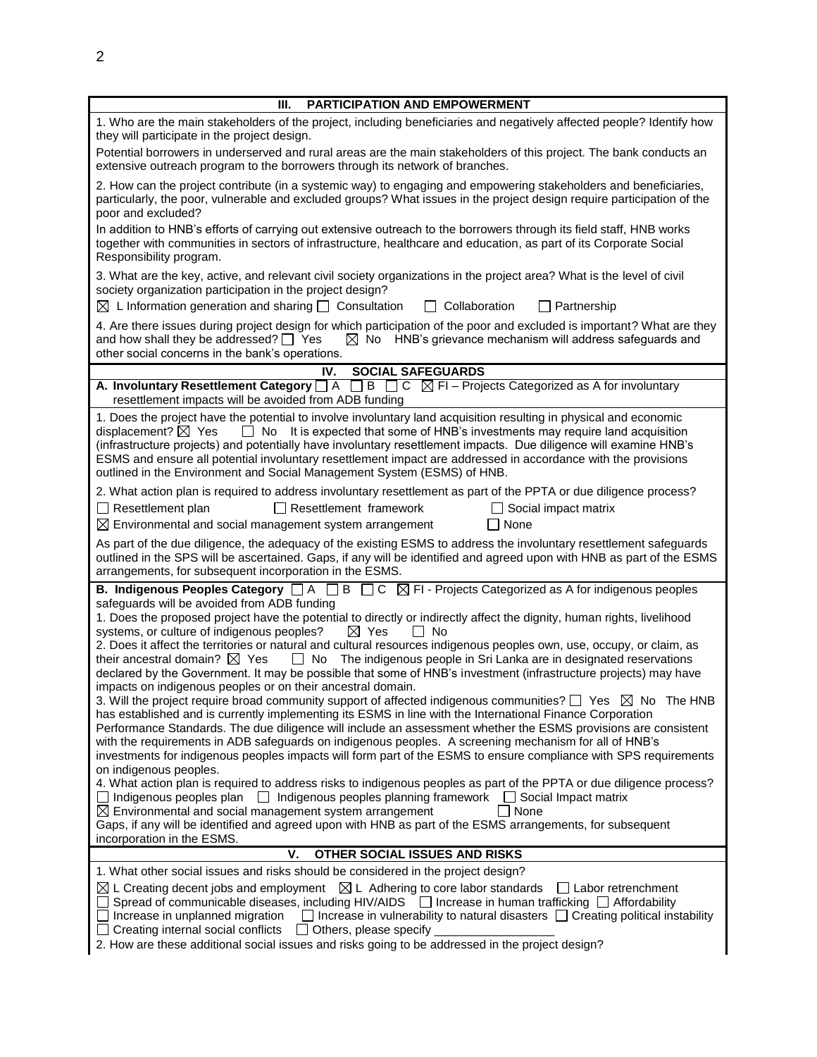## III. PARTICIPATION AND EMPOWERMENT

1. Who are the main stakeholders of the project, including beneficiaries and negatively affected people? Identify how they will participate in the project design.

Potential borrowers in underserved and rural areas are the main stakeholders of this project. The bank conducts an extensive outreach program to the borrowers through its network of branches.

2. How can the project contribute (in a systemic way) to engaging and empowering stakeholders and beneficiaries, particularly, the poor, vulnerable and excluded groups? What issues in the project design require participation of the poor and excluded?

In addition to HNB's efforts of carrying out extensive outreach to the borrowers through its field staff, HNB works together with communities in sectors of infrastructure, healthcare and education, as part of its Corporate Social Responsibility program.

3. What are the key, active, and relevant civil society organizations in the project area? What is the level of civil society organization participation in the project design?

☒ L Information generation and sharing ☐ Consultation ☐ Collaboration ☐ Partnership

4. Are there issues during project design for which participation of the poor and excluded is important? What are they and how shall they be addressed? ☐ Yes ☒ No HNB's grievance mechanism will address safeguards and other social concerns in the bank's operations.

## IV. SOCIAL SAFEGUARDS

**A. Involuntary Resettlement Category** ☐ A ☐ B ☐ C ☒ FI – Projects Categorized as A for involuntary resettlement impacts will be avoided from ADB funding

1. Does the project have the potential to involve involuntary land acquisition resulting in physical and economic displacement? ☒ Yes ☐ No It is expected that some of HNB's investments may require land acquisition (infrastructure projects) and potentially have involuntary resettlement impacts. Due diligence will examine HNB's ESMS and ensure all potential involuntary resettlement impact are addressed in accordance with the provisions outlined in the Environment and Social Management System (ESMS) of HNB.

2. What action plan is required to address involuntary resettlement as part of the PPTA or due diligence process?

☐ Resettlement plan ☐ Resettlement framework ☐ Social impact matrix
☒ Environmental and social management system arrangement ☐ None

As part of the due diligence, the adequacy of the existing ESMS to address the involuntary resettlement safeguards outlined in the SPS will be ascertained. Gaps, if any will be identified and agreed upon with HNB as part of the ESMS arrangements, for subsequent incorporation in the ESMS.

**B. Indigenous Peoples Category** ☐ A ☐ B ☐ C ☒ FI - Projects Categorized as A for indigenous peoples safeguards will be avoided from ADB funding

1. Does the proposed project have the potential to directly or indirectly affect the dignity, human rights, livelihood systems, or culture of indigenous peoples? ☒ Yes ☐ No

2. Does it affect the territories or natural and cultural resources indigenous peoples own, use, occupy, or claim, as their ancestral domain? ☒ Yes ☐ No The indigenous people in Sri Lanka are in designated reservations declared by the Government. It may be possible that some of HNB's investment (infrastructure projects) may have impacts on indigenous peoples or on their ancestral domain.

3. Will the project require broad community support of affected indigenous communities? ☐ Yes ☒ No The HNB has established and is currently implementing its ESMS in line with the International Finance Corporation Performance Standards. The due diligence will include an assessment whether the ESMS provisions are consistent with the requirements in ADB safeguards on indigenous peoples. A screening mechanism for all of HNB's investments for indigenous peoples impacts will form part of the ESMS to ensure compliance with SPS requirements on indigenous peoples.

4. What action plan is required to address risks to indigenous peoples as part of the PPTA or due diligence process?

☐ Indigenous peoples plan ☐ Indigenous peoples planning framework ☐ Social Impact matrix
☒ Environmental and social management system arrangement ☐ None

Gaps, if any will be identified and agreed upon with HNB as part of the ESMS arrangements, for subsequent incorporation in the ESMS.

## V. OTHER SOCIAL ISSUES AND RISKS

1. What other social issues and risks should be considered in the project design?

☒ L Creating decent jobs and employment ☒ L Adhering to core labor standards ☐ Labor retrenchment
☐ Spread of communicable diseases, including HIV/AIDS ☐ Increase in human trafficking ☐ Affordability
☐ Increase in unplanned migration ☐ Increase in vulnerability to natural disasters ☐ Creating political instability
☐ Creating internal social conflicts ☐ Others, please specify __________________

2. How are these additional social issues and risks going to be addressed in the project design?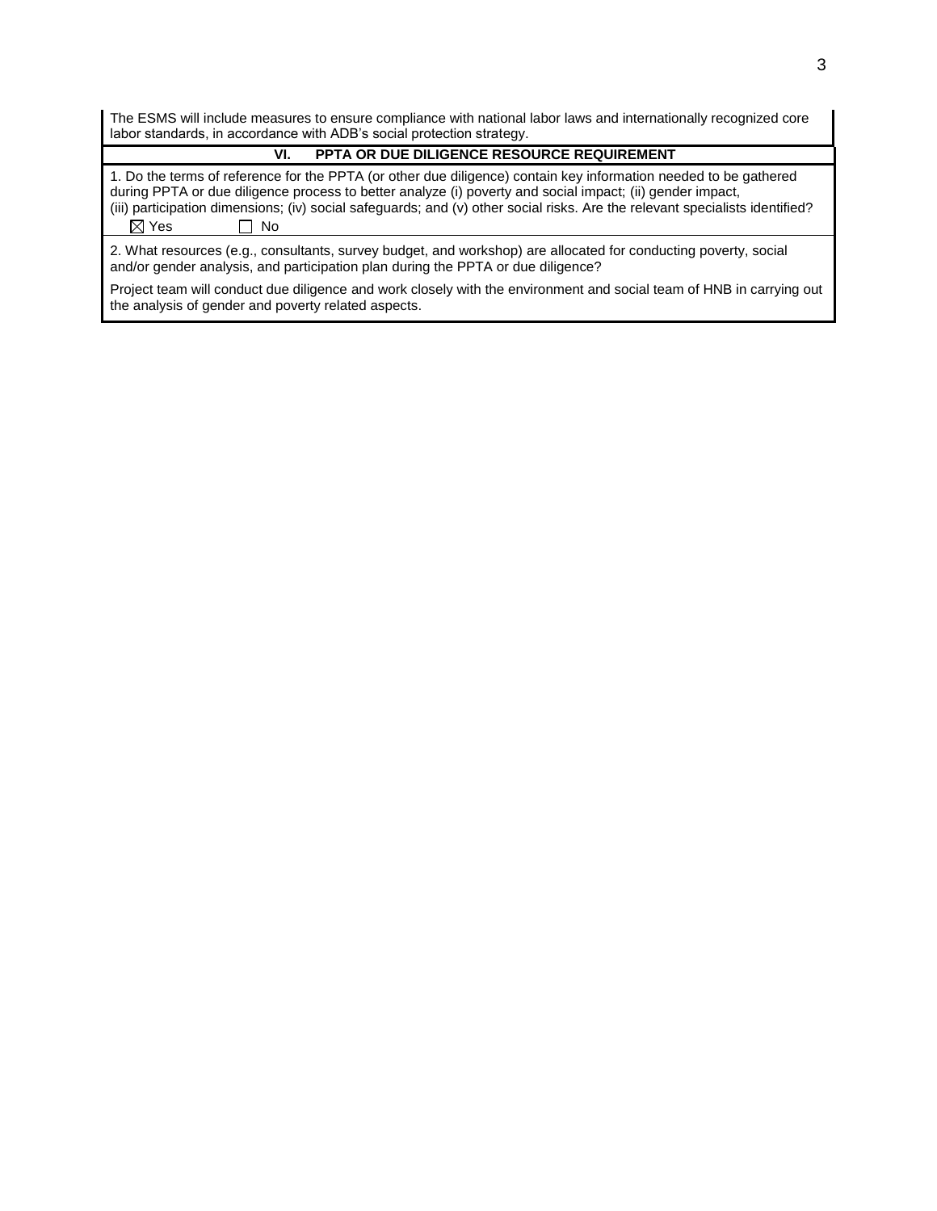The ESMS will include measures to ensure compliance with national labor laws and internationally recognized core labor standards, in accordance with ADB's social protection strategy.

## VI. PPTA OR DUE DILIGENCE RESOURCE REQUIREMENT

1. Do the terms of reference for the PPTA (or other due diligence) contain key information needed to be gathered during PPTA or due diligence process to better analyze (i) poverty and social impact; (ii) gender impact, (iii) participation dimensions; (iv) social safeguards; and (v) other social risks. Are the relevant specialists identified?

☒ Yes ☐ No

2. What resources (e.g., consultants, survey budget, and workshop) are allocated for conducting poverty, social and/or gender analysis, and participation plan during the PPTA or due diligence?

Project team will conduct due diligence and work closely with the environment and social team of HNB in carrying out the analysis of gender and poverty related aspects.